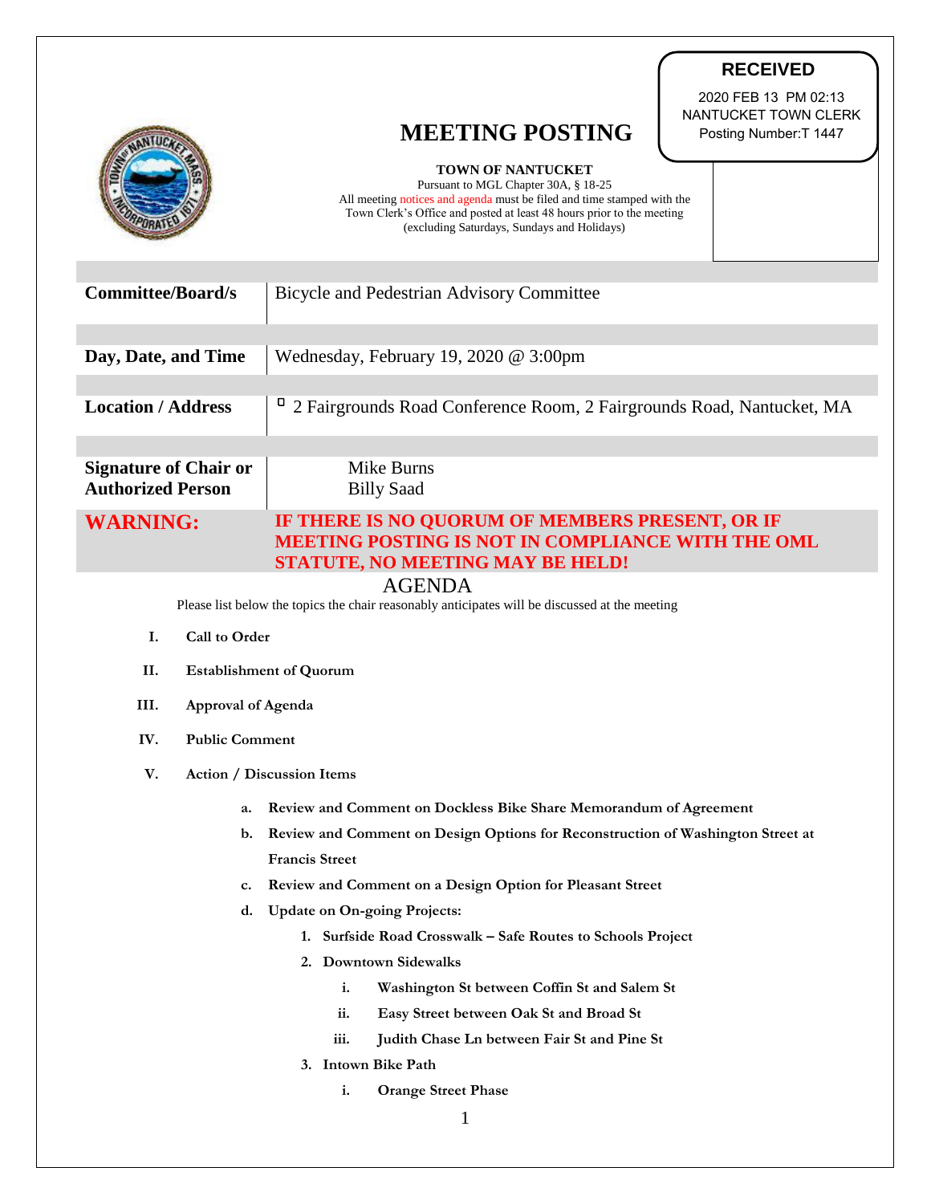**RECEIVED**

2020 FEB 13 PM 02:13
NANTUCKET TOWN CLERK
Posting Number:T 1447

# MEETING POSTING

**TOWN OF NANTUCKET**

Pursuant to MGL Chapter 30A, § 18-25
All meeting notices and agenda must be filed and time stamped with the Town Clerk's Office and posted at least 48 hours prior to the meeting (excluding Saturdays, Sundays and Holidays)

| | |
|---|---|
| **Committee/Board/s** | Bicycle and Pedestrian Advisory Committee |
| **Day, Date, and Time** | Wednesday, February 19, 2020 @ 3:00pm |
| **Location / Address** | 2 Fairgrounds Road Conference Room, 2 Fairgrounds Road, Nantucket, MA |
| **Signature of Chair or Authorized Person** | Mike Burns<br>Billy Saad |
| **WARNING:** | **IF THERE IS NO QUORUM OF MEMBERS PRESENT, OR IF MEETING POSTING IS NOT IN COMPLIANCE WITH THE OML STATUTE, NO MEETING MAY BE HELD!** |

## AGENDA

Please list below the topics the chair reasonably anticipates will be discussed at the meeting

I. **Call to Order**

II. **Establishment of Quorum**

III. **Approval of Agenda**

IV. **Public Comment**

V. **Action / Discussion Items**

   a. **Review and Comment on Dockless Bike Share Memorandum of Agreement**

   b. **Review and Comment on Design Options for Reconstruction of Washington Street at Francis Street**

   c. **Review and Comment on a Design Option for Pleasant Street**

   d. **Update on On-going Projects:**

      1. **Surfside Road Crosswalk – Safe Routes to Schools Project**

      2. **Downtown Sidewalks**

         i. **Washington St between Coffin St and Salem St**

         ii. **Easy Street between Oak St and Broad St**

         iii. **Judith Chase Ln between Fair St and Pine St**

      3. **Intown Bike Path**

         i. **Orange Street Phase**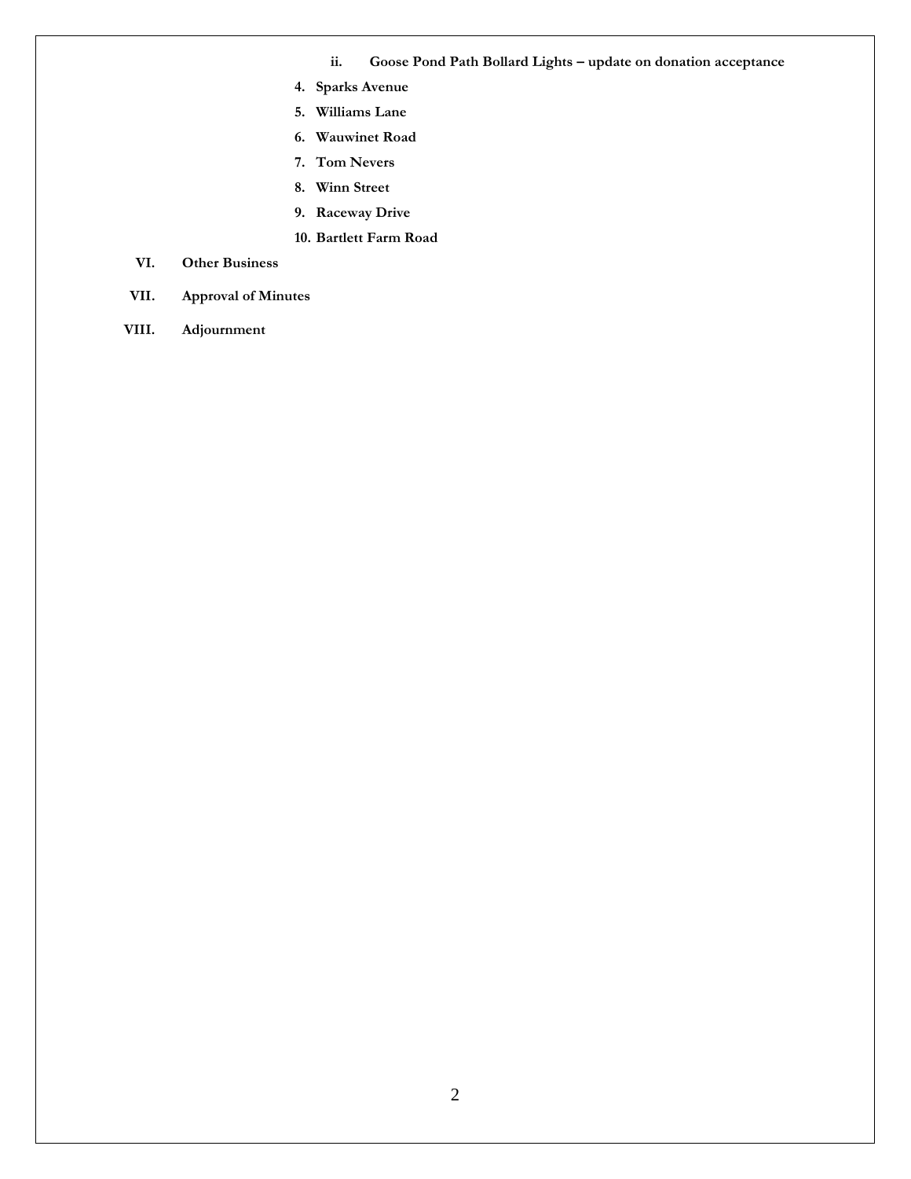- ii. **Goose Pond Path Bollard Lights – update on donation acceptance**

4. **Sparks Avenue**
5. **Williams Lane**
6. **Wauwinet Road**
7. **Tom Nevers**
8. **Winn Street**
9. **Raceway Drive**
10. **Bartlett Farm Road**

**VI. Other Business**

**VII. Approval of Minutes**

**VIII. Adjournment**